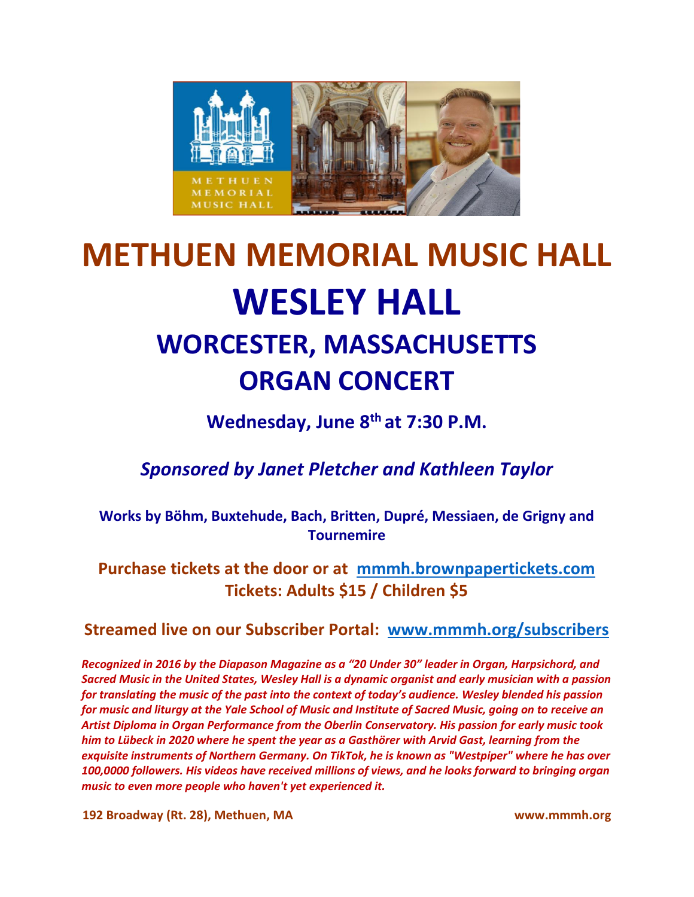# METHUEN MEMORIAL MUSIC HALL

# WESLEY HALL

## WORCESTER, MASSACHUSETTS

## ORGAN CONCERT

**Wednesday, June 8th at 7:30 P.M.**

***Sponsored by Janet Pletcher and Kathleen Taylor***

**Works by Böhm, Buxtehude, Bach, Britten, Dupré, Messiaen, de Grigny and Tournemire**

**Purchase tickets at the door or at [mmmh.brownpapertickets.com](mmmh.brownpapertickets.com)**
**Tickets: Adults $15 / Children $5**

**Streamed live on our Subscriber Portal: [www.mmmh.org/subscribers](www.mmmh.org/subscribers)**

***Recognized in 2016 by the Diapason Magazine as a "20 Under 30" leader in Organ, Harpsichord, and Sacred Music in the United States, Wesley Hall is a dynamic organist and early musician with a passion for translating the music of the past into the context of today's audience. Wesley blended his passion for music and liturgy at the Yale School of Music and Institute of Sacred Music, going on to receive an Artist Diploma in Organ Performance from the Oberlin Conservatory. His passion for early music took him to Lübeck in 2020 where he spent the year as a Gasthörer with Arvid Gast, learning from the exquisite instruments of Northern Germany. On TikTok, he is known as "Westpiper" where he has over 100,0000 followers. His videos have received millions of views, and he looks forward to bringing organ music to even more people who haven't yet experienced it.***

**192 Broadway (Rt. 28), Methuen, MA** **www.mmmh.org**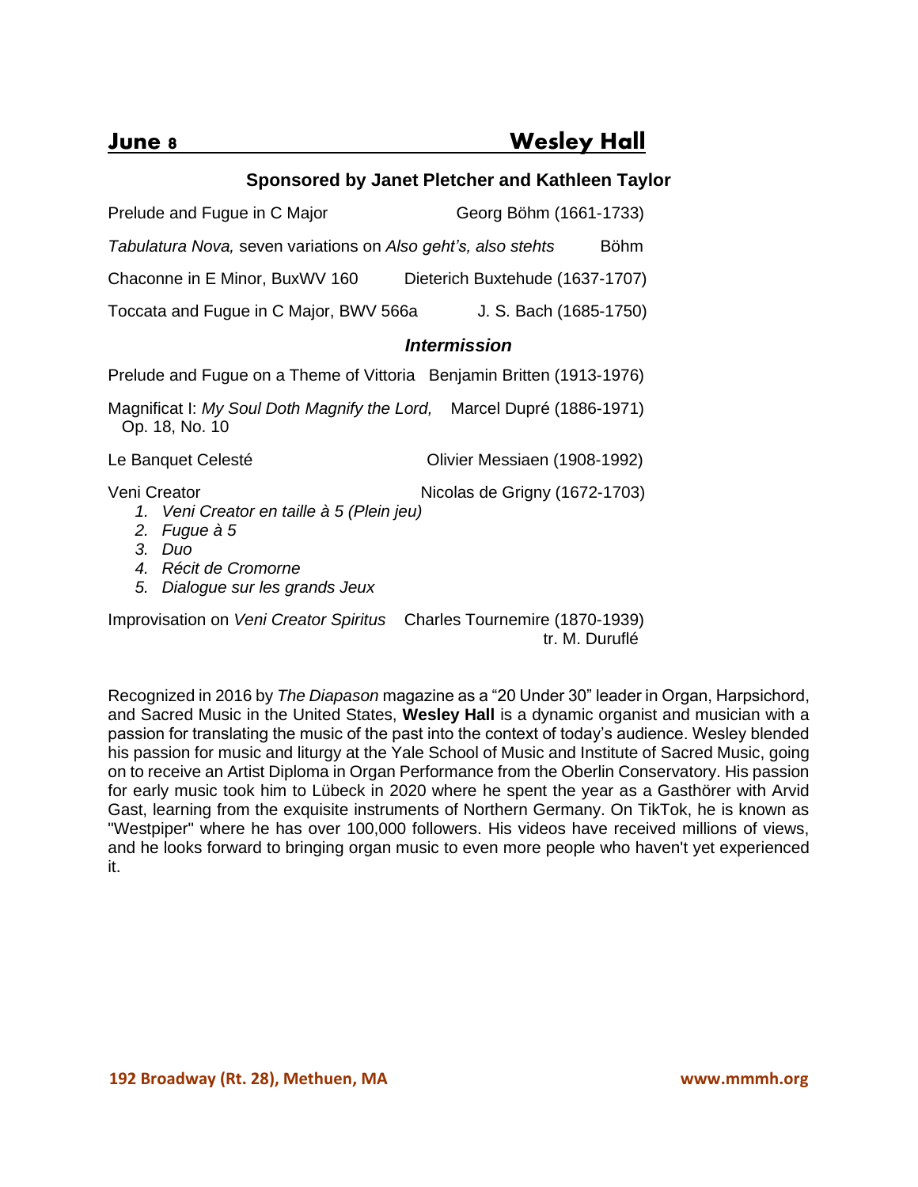## June 8 Wesley Hall

**Sponsored by Janet Pletcher and Kathleen Taylor**

Prelude and Fugue in C Major — Georg Böhm (1661-1733)

*Tabulatura Nova,* seven variations on *Also geht's, also stehts* — Böhm

Chaconne in E Minor, BuxWV 160 — Dieterich Buxtehude (1637-1707)

Toccata and Fugue in C Major, BWV 566a — J. S. Bach (1685-1750)

***Intermission***

Prelude and Fugue on a Theme of Vittoria — Benjamin Britten (1913-1976)

Magnificat I: *My Soul Doth Magnify the Lord,* Op. 18, No. 10 — Marcel Dupré (1886-1971)

Le Banquet Celesté — Olivier Messiaen (1908-1992)

Veni Creator — Nicolas de Grigny (1672-1703)

1. *Veni Creator en taille à 5 (Plein jeu)*
2. *Fugue à 5*
3. *Duo*
4. *Récit de Cromorne*
5. *Dialogue sur les grands Jeux*

Improvisation on *Veni Creator Spiritus* — Charles Tournemire (1870-1939), tr. M. Duruflé

Recognized in 2016 by *The Diapason* magazine as a "20 Under 30" leader in Organ, Harpsichord, and Sacred Music in the United States, **Wesley Hall** is a dynamic organist and musician with a passion for translating the music of the past into the context of today's audience. Wesley blended his passion for music and liturgy at the Yale School of Music and Institute of Sacred Music, going on to receive an Artist Diploma in Organ Performance from the Oberlin Conservatory. His passion for early music took him to Lübeck in 2020 where he spent the year as a Gasthörer with Arvid Gast, learning from the exquisite instruments of Northern Germany. On TikTok, he is known as "Westpiper" where he has over 100,000 followers. His videos have received millions of views, and he looks forward to bringing organ music to even more people who haven't yet experienced it.